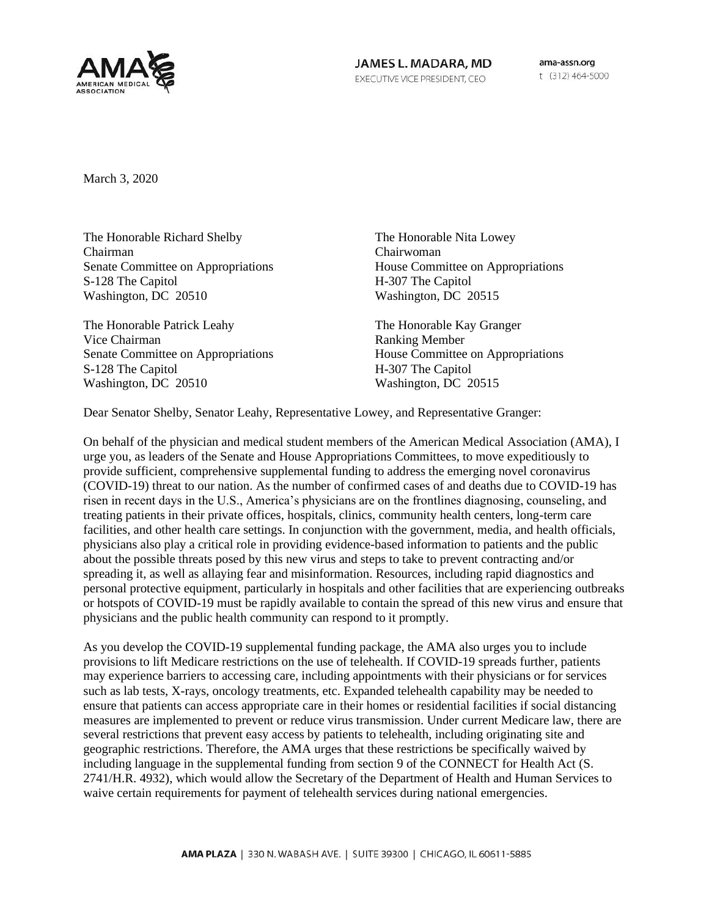JAMES L. MADARA, MD
EXECUTIVE VICE PRESIDENT, CEO

ama-assn.org
t (312) 464-5000

March 3, 2020

The Honorable Richard Shelby
Chairman
Senate Committee on Appropriations
S-128 The Capitol
Washington, DC 20510

The Honorable Nita Lowey
Chairwoman
House Committee on Appropriations
H-307 The Capitol
Washington, DC 20515

The Honorable Patrick Leahy
Vice Chairman
Senate Committee on Appropriations
S-128 The Capitol
Washington, DC 20510

The Honorable Kay Granger
Ranking Member
House Committee on Appropriations
H-307 The Capitol
Washington, DC 20515

Dear Senator Shelby, Senator Leahy, Representative Lowey, and Representative Granger:

On behalf of the physician and medical student members of the American Medical Association (AMA), I urge you, as leaders of the Senate and House Appropriations Committees, to move expeditiously to provide sufficient, comprehensive supplemental funding to address the emerging novel coronavirus (COVID-19) threat to our nation. As the number of confirmed cases of and deaths due to COVID-19 has risen in recent days in the U.S., America's physicians are on the frontlines diagnosing, counseling, and treating patients in their private offices, hospitals, clinics, community health centers, long-term care facilities, and other health care settings. In conjunction with the government, media, and health officials, physicians also play a critical role in providing evidence-based information to patients and the public about the possible threats posed by this new virus and steps to take to prevent contracting and/or spreading it, as well as allaying fear and misinformation. Resources, including rapid diagnostics and personal protective equipment, particularly in hospitals and other facilities that are experiencing outbreaks or hotspots of COVID-19 must be rapidly available to contain the spread of this new virus and ensure that physicians and the public health community can respond to it promptly.

As you develop the COVID-19 supplemental funding package, the AMA also urges you to include provisions to lift Medicare restrictions on the use of telehealth. If COVID-19 spreads further, patients may experience barriers to accessing care, including appointments with their physicians or for services such as lab tests, X-rays, oncology treatments, etc. Expanded telehealth capability may be needed to ensure that patients can access appropriate care in their homes or residential facilities if social distancing measures are implemented to prevent or reduce virus transmission. Under current Medicare law, there are several restrictions that prevent easy access by patients to telehealth, including originating site and geographic restrictions. Therefore, the AMA urges that these restrictions be specifically waived by including language in the supplemental funding from section 9 of the CONNECT for Health Act (S. 2741/H.R. 4932), which would allow the Secretary of the Department of Health and Human Services to waive certain requirements for payment of telehealth services during national emergencies.

**AMA PLAZA** | 330 N. WABASH AVE. | SUITE 39300 | CHICAGO, IL 60611-5885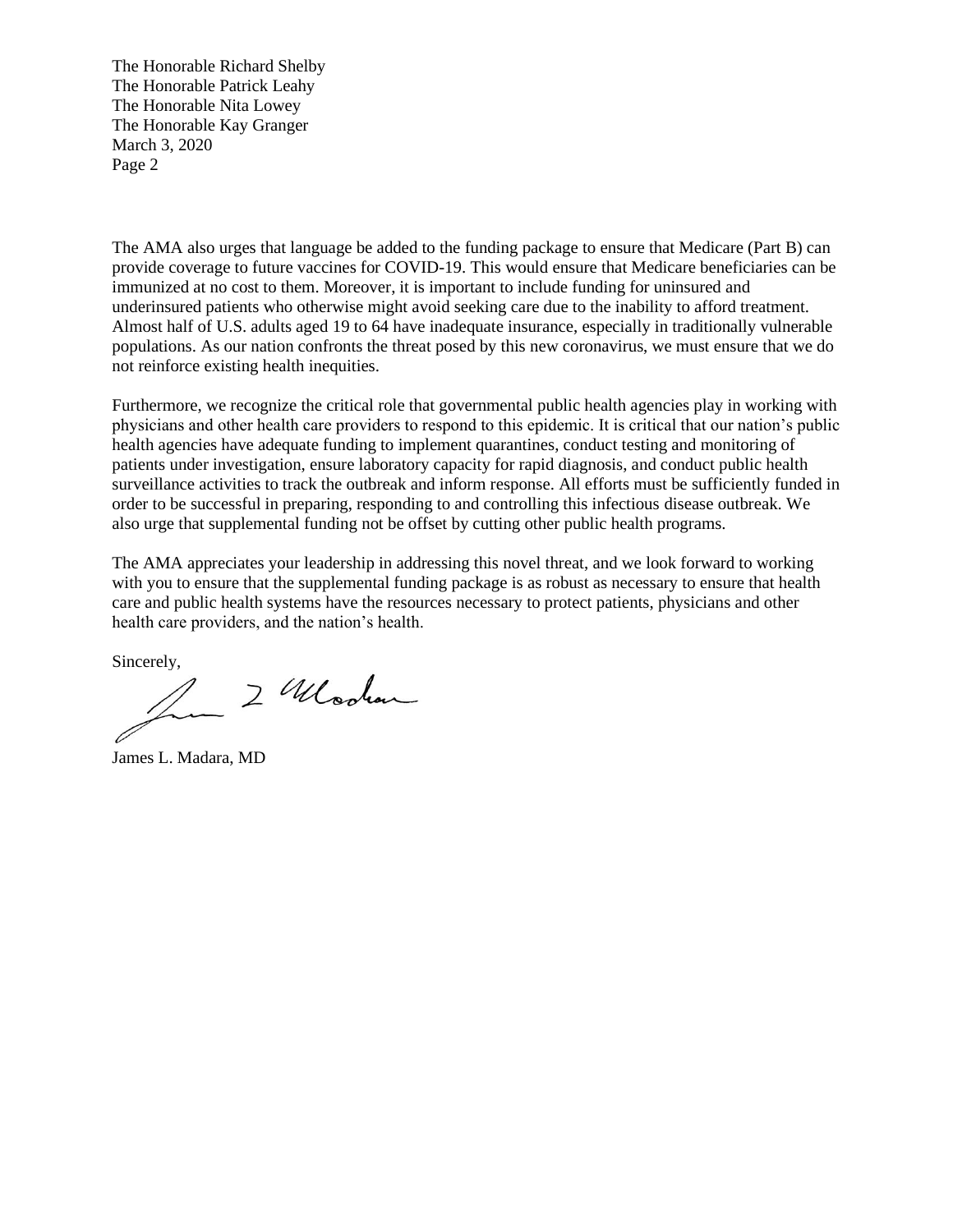The AMA also urges that language be added to the funding package to ensure that Medicare (Part B) can provide coverage to future vaccines for COVID-19. This would ensure that Medicare beneficiaries can be immunized at no cost to them. Moreover, it is important to include funding for uninsured and underinsured patients who otherwise might avoid seeking care due to the inability to afford treatment. Almost half of U.S. adults aged 19 to 64 have inadequate insurance, especially in traditionally vulnerable populations. As our nation confronts the threat posed by this new coronavirus, we must ensure that we do not reinforce existing health inequities.

Furthermore, we recognize the critical role that governmental public health agencies play in working with physicians and other health care providers to respond to this epidemic. It is critical that our nation's public health agencies have adequate funding to implement quarantines, conduct testing and monitoring of patients under investigation, ensure laboratory capacity for rapid diagnosis, and conduct public health surveillance activities to track the outbreak and inform response. All efforts must be sufficiently funded in order to be successful in preparing, responding to and controlling this infectious disease outbreak. We also urge that supplemental funding not be offset by cutting other public health programs.

The AMA appreciates your leadership in addressing this novel threat, and we look forward to working with you to ensure that the supplemental funding package is as robust as necessary to ensure that health care and public health systems have the resources necessary to protect patients, physicians and other health care providers, and the nation's health.

Sincerely,

James L. Madara, MD